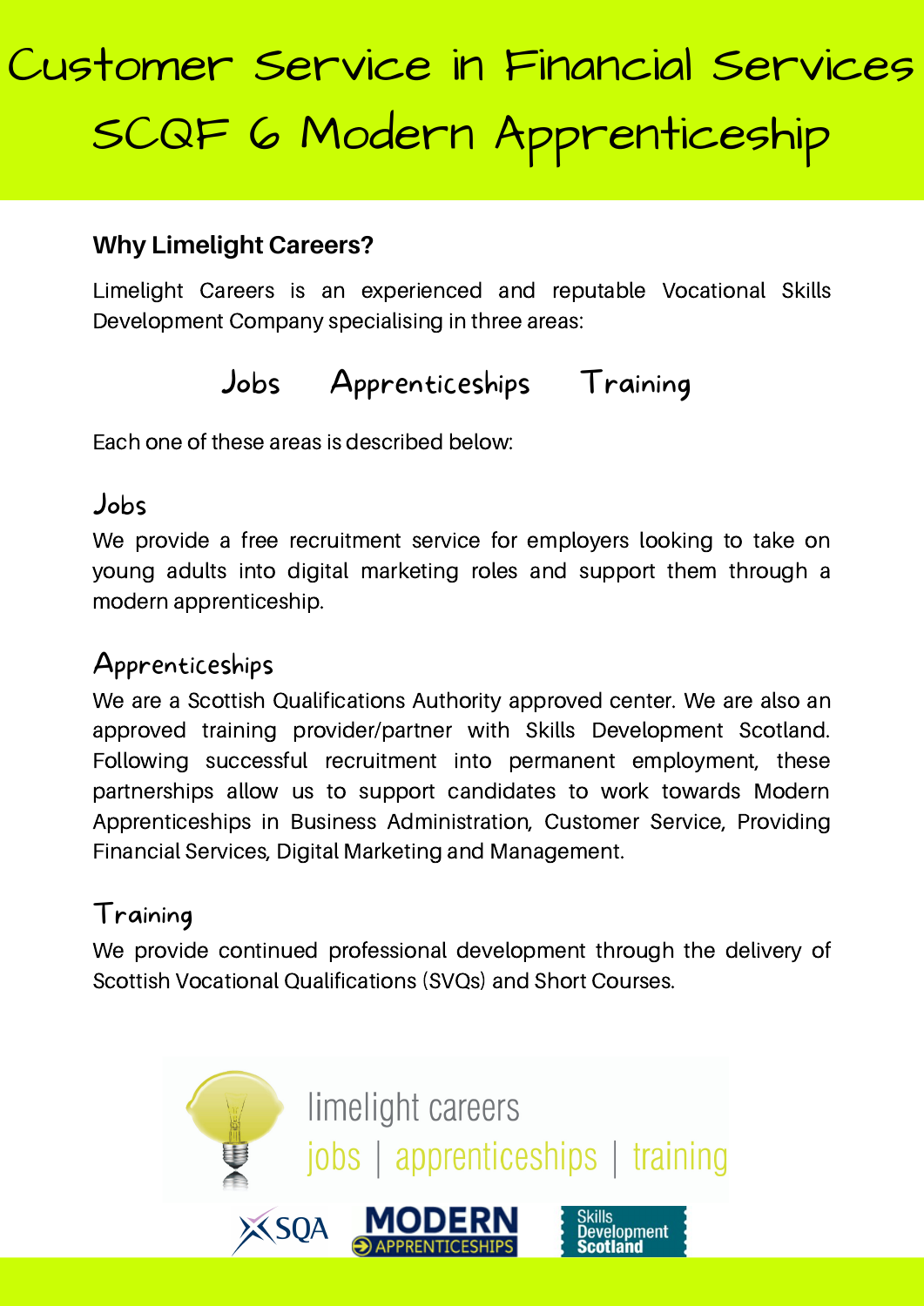# Customer Service in Financial Services SCQF 6 Modern Apprenticeship

### Why Limelight Careers?

Limelight Careers is an experienced and reputable Vocational Skills Development Company specialising in three areas:

Jobs Apprenticeships Training

Each one of these areas is described below:

### Jobs

We provide a free recruitment service for employers looking to take on young adults into digital marketing roles and support them through a modern apprenticeship.

### Apprenticeships

We are a Scottish Qualifications Authority approved center. We are also an approved training provider/partner with Skills Development Scotland. Following successful recruitment into permanent employment, these partnerships allow us to support candidates to work towards Modern Apprenticeships in Business Administration, Customer Service, Providing Financial Services, Digital Marketing and Management.

### Training

We provide continued professional development through the delivery of Scottish Vocational Qualifications (SVQs) and Short Courses.

limelight careers
jobs | apprenticeships | training

SQA MODERN APPRENTICESHIPS Skills Development Scotland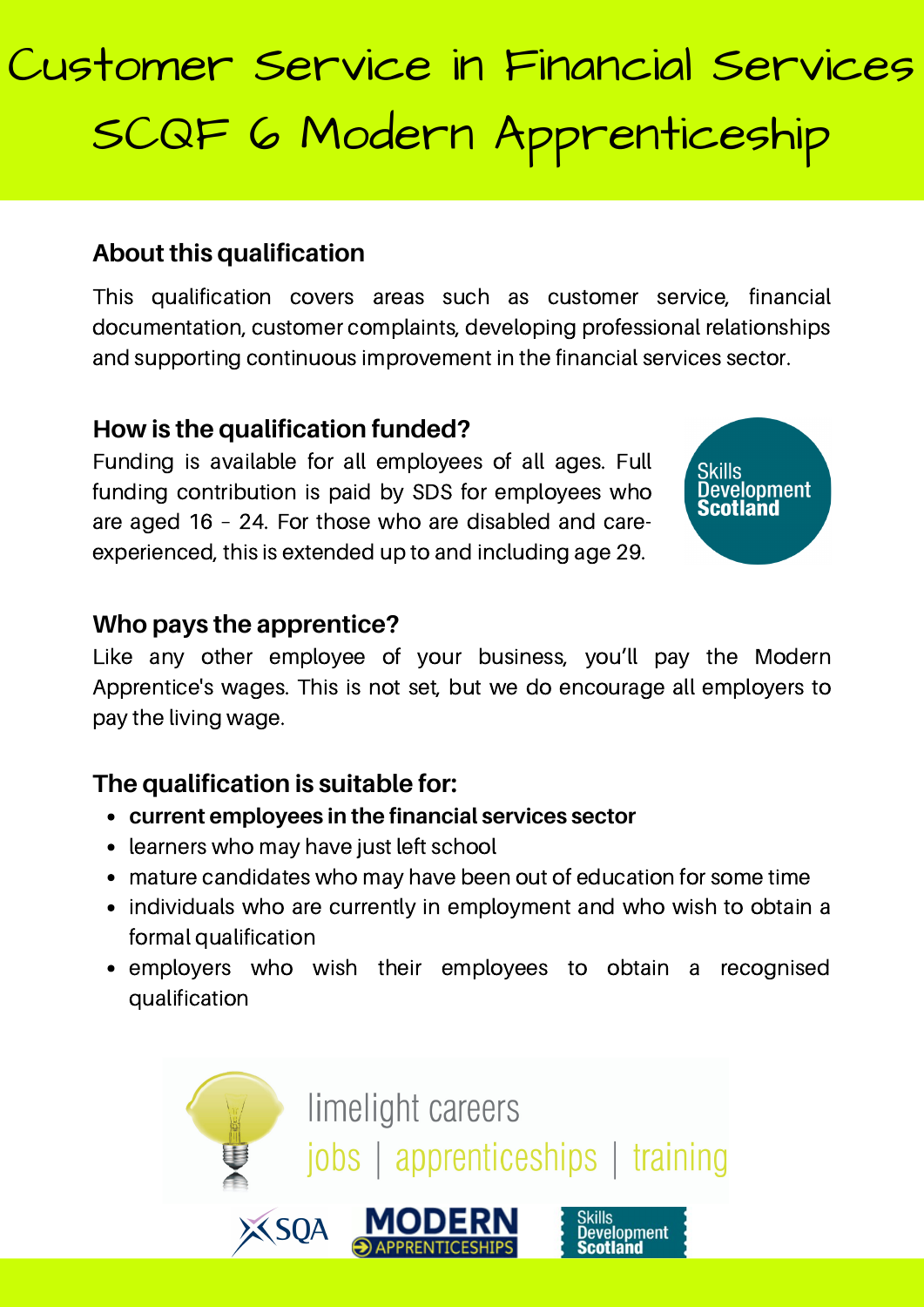# Customer Service in Financial Services SCQF 6 Modern Apprenticeship

## About this qualification

This qualification covers areas such as customer service, financial documentation, customer complaints, developing professional relationships and supporting continuous improvement in the financial services sector.

## How is the qualification funded?

Funding is available for all employees of all ages. Full funding contribution is paid by SDS for employees who are aged 16 – 24. For those who are disabled and care-experienced, this is extended up to and including age 29.

## Who pays the apprentice?

Like any other employee of your business, you'll pay the Modern Apprentice's wages. This is not set, but we do encourage all employers to pay the living wage.

## The qualification is suitable for:

- **current employees in the financial services sector**
- learners who may have just left school
- mature candidates who may have been out of education for some time
- individuals who are currently in employment and who wish to obtain a formal qualification
- employers who wish their employees to obtain a recognised qualification

limelight careers
jobs | apprenticeships | training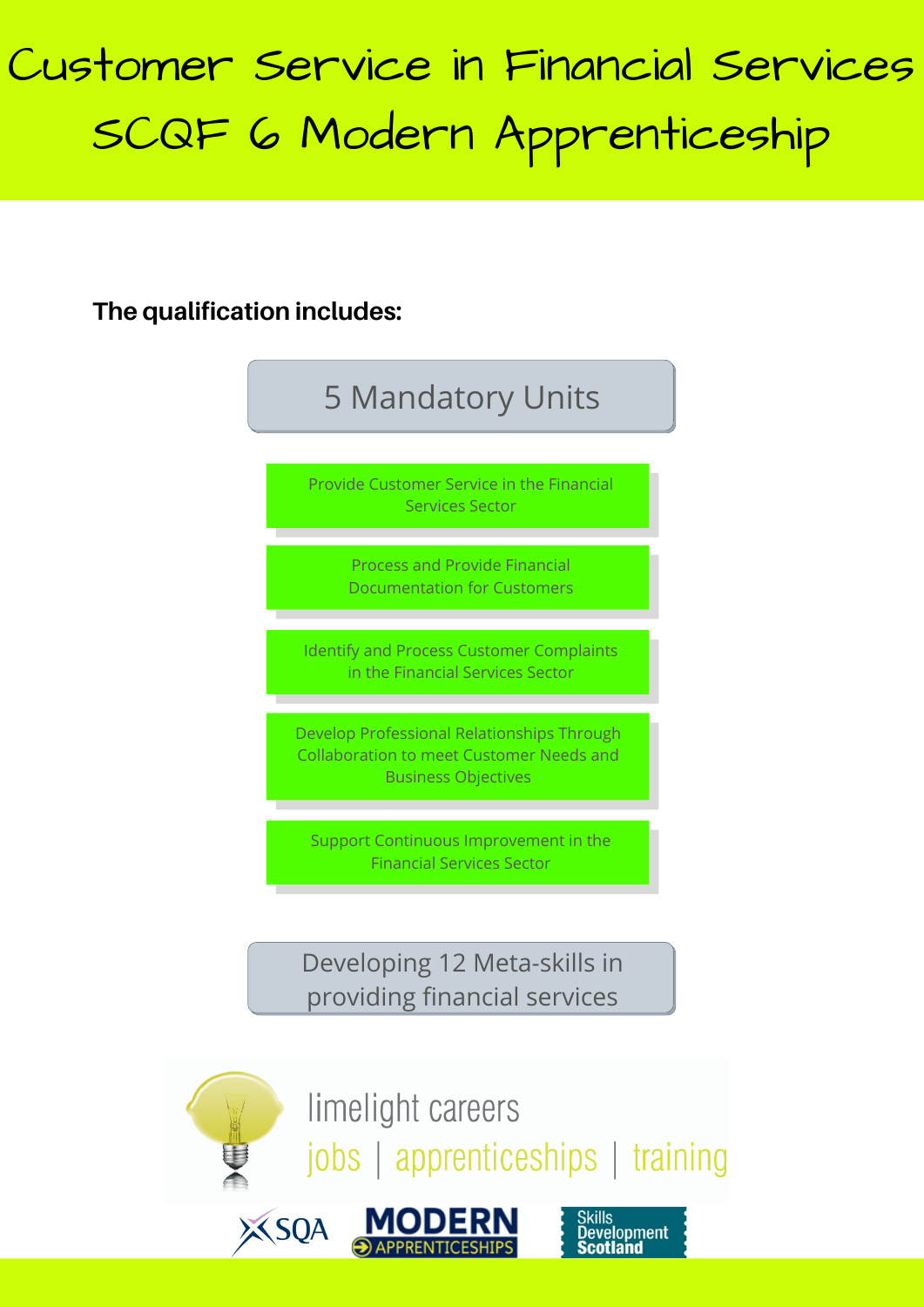# Customer Service in Financial Services SCQF 6 Modern Apprenticeship

**The qualification includes:**

## 5 Mandatory Units

- Provide Customer Service in the Financial Services Sector
- Process and Provide Financial Documentation for Customers
- Identify and Process Customer Complaints in the Financial Services Sector
- Develop Professional Relationships Through Collaboration to meet Customer Needs and Business Objectives
- Support Continuous Improvement in the Financial Services Sector

## Developing 12 Meta-skills in providing financial services

limelight careers
jobs | apprenticeships | training

SQA MODERN APPRENTICESHIPS Skills Development Scotland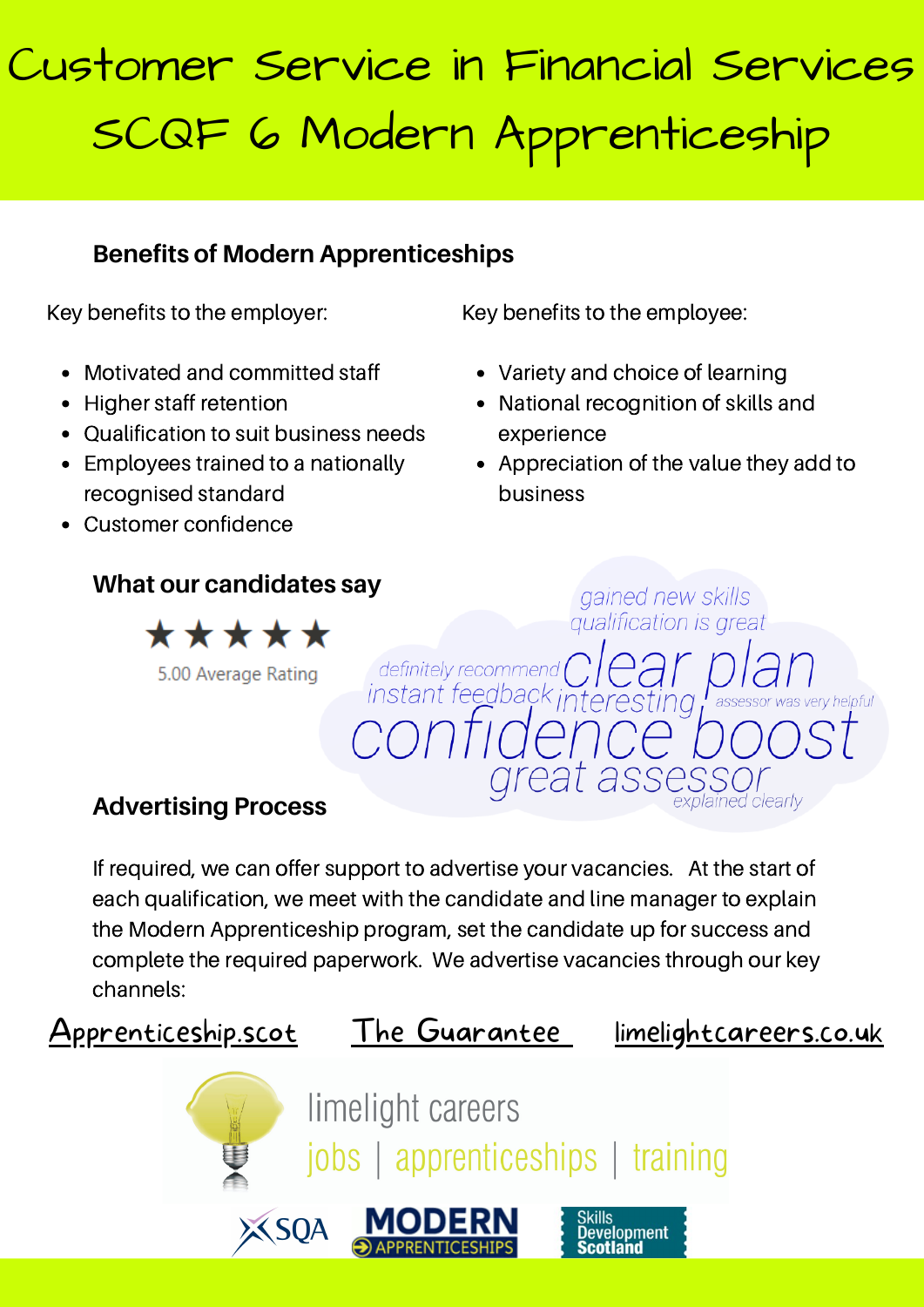# Customer Service in Financial Services SCQF 6 Modern Apprenticeship

## Benefits of Modern Apprenticeships

Key benefits to the employer:

- Motivated and committed staff
- Higher staff retention
- Qualification to suit business needs
- Employees trained to a nationally recognised standard
- Customer confidence

Key benefits to the employee:

- Variety and choice of learning
- National recognition of skills and experience
- Appreciation of the value they add to business

## What our candidates say

★★★★★

5.00 Average Rating

gained new skills
qualification is great
definitely recommend
clear plan
instant feedback
interesting
assessor was very helpful
confidence boost
great assessor
explained clearly

## Advertising Process

If required, we can offer support to advertise your vacancies. At the start of each qualification, we meet with the candidate and line manager to explain the Modern Apprenticeship program, set the candidate up for success and complete the required paperwork. We advertise vacancies through our key channels:

Apprenticeship.scot | The Guarantee | limelightcareers.co.uk

limelight careers
jobs | apprenticeships | training

SQA | MODERN APPRENTICESHIPS | Skills Development Scotland